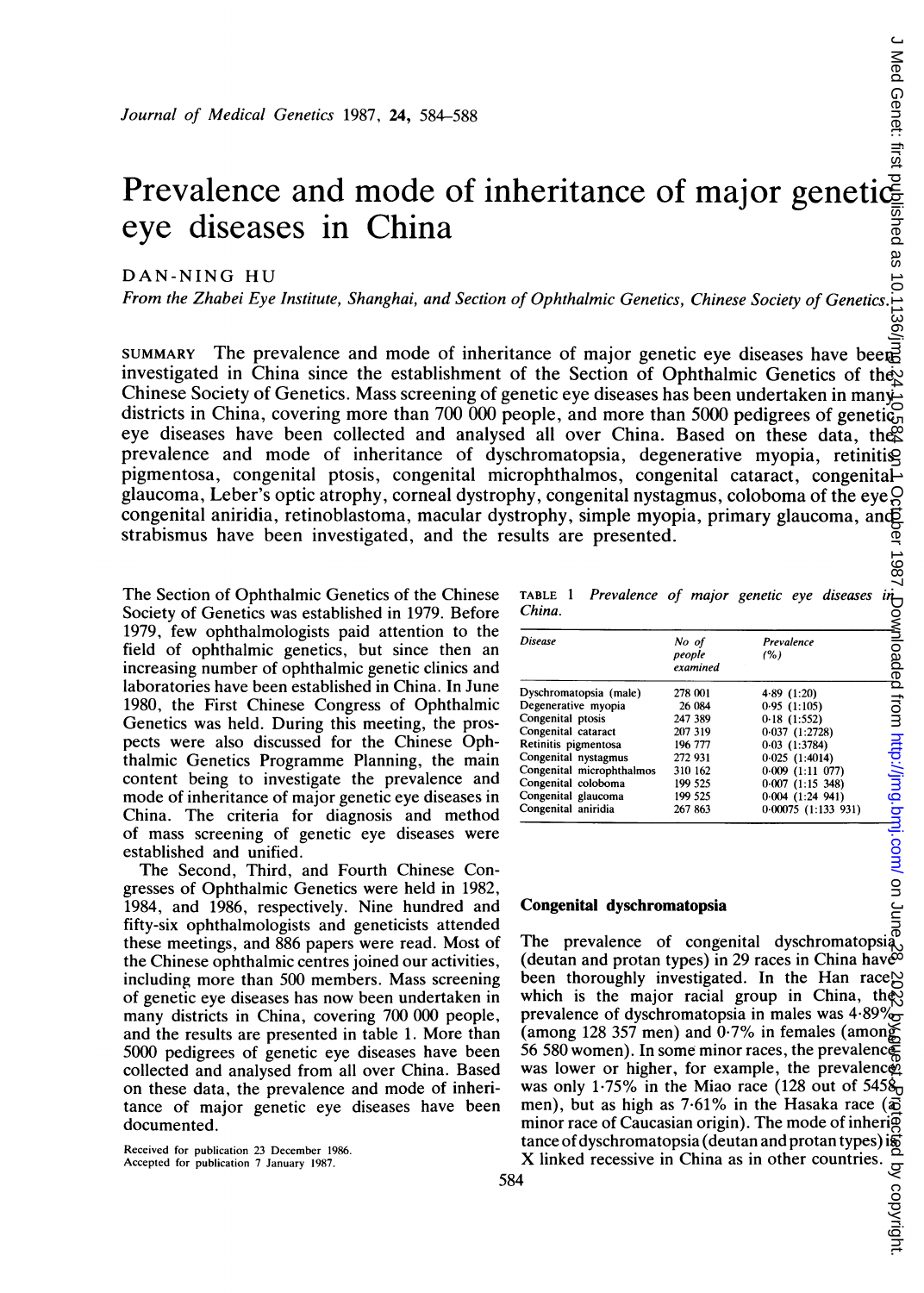*Journal of Medical Genetics* 1987, **24**, 584–588

# Prevalence and mode of inheritance of major genetic eye diseases in China

DAN-NING HU

*From the Zhabei Eye Institute, Shanghai, and Section of Ophthalmic Genetics, Chinese Society of Genetics.*

SUMMARY The prevalence and mode of inheritance of major genetic eye diseases have been investigated in China since the establishment of the Section of Ophthalmic Genetics of the Chinese Society of Genetics. Mass screening of genetic eye diseases has been undertaken in many districts in China, covering more than 700 000 people, and more than 5000 pedigrees of genetic eye diseases have been collected and analysed all over China. Based on these data, the prevalence and mode of inheritance of dyschromatopsia, degenerative myopia, retinitis pigmentosa, congenital ptosis, congenital microphthalmos, congenital cataract, congenital glaucoma, Leber's optic atrophy, corneal dystrophy, congenital nystagmus, coloboma of the eye, congenital aniridia, retinoblastoma, macular dystrophy, simple myopia, primary glaucoma, and strabismus have been investigated, and the results are presented.

The Section of Ophthalmic Genetics of the Chinese Society of Genetics was established in 1979. Before 1979, few ophthalmologists paid attention to the field of ophthalmic genetics, but since then an increasing number of ophthalmic genetic clinics and laboratories have been established in China. In June 1980, the First Chinese Congress of Ophthalmic Genetics was held. During this meeting, the prospects were also discussed for the Chinese Ophthalmic Genetics Programme Planning, the main content being to investigate the prevalence and mode of inheritance of major genetic eye diseases in China. The criteria for diagnosis and method of mass screening of genetic eye diseases were established and unified.

The Second, Third, and Fourth Chinese Congresses of Ophthalmic Genetics were held in 1982, 1984, and 1986, respectively. Nine hundred and fifty-six ophthalmologists and geneticists attended these meetings, and 886 papers were read. Most of the Chinese ophthalmic centres joined our activities, including more than 500 members. Mass screening of genetic eye diseases has now been undertaken in many districts in China, covering more than 700 000 people, and the results are presented in table 1. More than 5000 pedigrees of genetic eye diseases have been collected and analysed from all over China. Based on these data, the prevalence and mode of inheritance of major genetic eye diseases have been documented.

Received for publication 23 December 1986.
Accepted for publication 7 January 1987.

TABLE 1 *Prevalence of major genetic eye diseases in China.*

| *Disease* | *No of people examined* | *Prevalence (%)* |
|---|---|---|
| Dyschromatopsia (male) | 278 001 | 4·89 (1:20) |
| Degenerative myopia | 26 084 | 0·95 (1:105) |
| Congenital ptosis | 247 389 | 0·18 (1:552) |
| Congenital cataract | 207 319 | 0·037 (1:2728) |
| Retinitis pigmentosa | 196 777 | 0·03 (1:3784) |
| Congenital nystagmus | 272 931 | 0·025 (1:4014) |
| Congenital microphthalmos | 310 162 | 0·009 (1:11 077) |
| Congenital coloboma | 199 525 | 0·007 (1:15 348) |
| Congenital glaucoma | 199 525 | 0·004 (1:24 941) |
| Congenital aniridia | 267 863 | 0·00075 (1:133 931) |

### Congenital dyschromatopsia

The prevalence of congenital dyschromatopsia (deutan and protan types) in 29 races in China have been thoroughly investigated. In the Han race, which is the major racial group in China, the prevalence of dyschromatopsia in males was 4·89% (among 128 357 men) and 0·7% in females (among 56 580 women). In some minor races, the prevalence was lower or higher, for example, the prevalence was only 1·75% in the Miao race (128 out of 5458 men), but as high as 7·61% in the Hasaka race (a minor race of Caucasian origin). The mode of inheritance of dyschromatopsia (deutan and protan types) is X linked recessive in China as in other countries.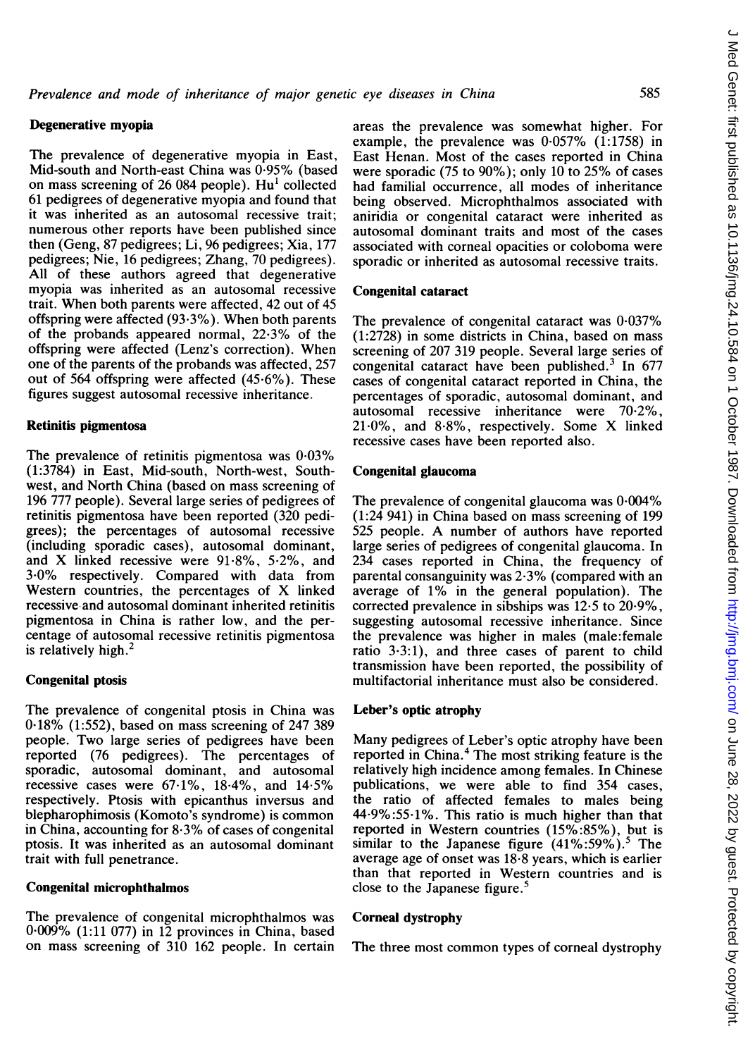## Degenerative myopia

The prevalence of degenerative myopia in East, Mid-south and North-east China was 0·95% (based on mass screening of 26 084 people). Hu[1] collected 61 pedigrees of degenerative myopia and found that it was inherited as an autosomal recessive trait; numerous other reports have been published since then (Geng, 87 pedigrees; Li, 96 pedigrees; Xia, 177 pedigrees; Nie, 16 pedigrees; Zhang, 70 pedigrees). All of these authors agreed that degenerative myopia was inherited as an autosomal recessive trait. When both parents were affected, 42 out of 45 offspring were affected (93·3%). When both parents of the probands appeared normal, 22·3% of the offspring were affected (Lenz's correction). When one of the parents of the probands was affected, 257 out of 564 offspring were affected (45·6%). These figures suggest autosomal recessive inheritance.

## Retinitis pigmentosa

The prevalence of retinitis pigmentosa was 0·03% (1:3784) in East, Mid-south, North-west, South-west, and North China (based on mass screening of 196 777 people). Several large series of pedigrees of retinitis pigmentosa have been reported (320 pedigrees); the percentages of autosomal recessive (including sporadic cases), autosomal dominant, and X linked recessive were 91·8%, 5·2%, and 3·0% respectively. Compared with data from Western countries, the percentages of X linked recessive and autosomal dominant inherited retinitis pigmentosa in China is rather low, and the percentage of autosomal recessive retinitis pigmentosa is relatively high.[2]

## Congenital ptosis

The prevalence of congenital ptosis in China was 0·18% (1:552), based on mass screening of 247 389 people. Two large series of pedigrees have been reported (76 pedigrees). The percentages of sporadic, autosomal dominant, and autosomal recessive cases were 67·1%, 18·4%, and 14·5% respectively. Ptosis with epicanthus inversus and blepharophimosis (Komoto's syndrome) is common in China, accounting for 8·3% of cases of congenital ptosis. It was inherited as an autosomal dominant trait with full penetrance.

## Congenital microphthalmos

The prevalence of congenital microphthalmos was 0·009% (1:11 077) in 12 provinces in China, based on mass screening of 310 162 people. In certain areas the prevalence was somewhat higher. For example, the prevalence was 0·057% (1:1758) in East Henan. Most of the cases reported in China were sporadic (75 to 90%); only 10 to 25% of cases had familial occurrence, all modes of inheritance being observed. Microphthalmos associated with aniridia or congenital cataract were inherited as autosomal dominant traits and most of the cases associated with corneal opacities or coloboma were sporadic or inherited as autosomal recessive traits.

## Congenital cataract

The prevalence of congenital cataract was 0·037% (1:2728) in some districts in China, based on mass screening of 207 319 people. Several large series of congenital cataract have been published.[3] In 677 cases of congenital cataract reported in China, the percentages of sporadic, autosomal dominant, and autosomal recessive inheritance were 70·2%, 21·0%, and 8·8%, respectively. Some X linked recessive cases have been reported also.

## Congenital glaucoma

The prevalence of congenital glaucoma was 0·004% (1:24 941) in China based on mass screening of 199 525 people. A number of authors have reported large series of pedigrees of congenital glaucoma. In 234 cases reported in China, the frequency of parental consanguinity was 2·3% (compared with an average of 1% in the general population). The corrected prevalence in sibships was 12·5 to 20·9%, suggesting autosomal recessive inheritance. Since the prevalence was higher in males (male:female ratio 3·3:1), and three cases of parent to child transmission have been reported, the possibility of multifactorial inheritance must also be considered.

## Leber's optic atrophy

Many pedigrees of Leber's optic atrophy have been reported in China.[4] The most striking feature is the relatively high incidence among females. In Chinese publications, we were able to find 354 cases, the ratio of affected females to males being 44·9%:55·1%. This ratio is much higher than that reported in Western countries (15%:85%), but is similar to the Japanese figure (41%:59%).[5] The average age of onset was 18·8 years, which is earlier than that reported in Western countries and is close to the Japanese figure.[5]

## Corneal dystrophy

The three most common types of corneal dystrophy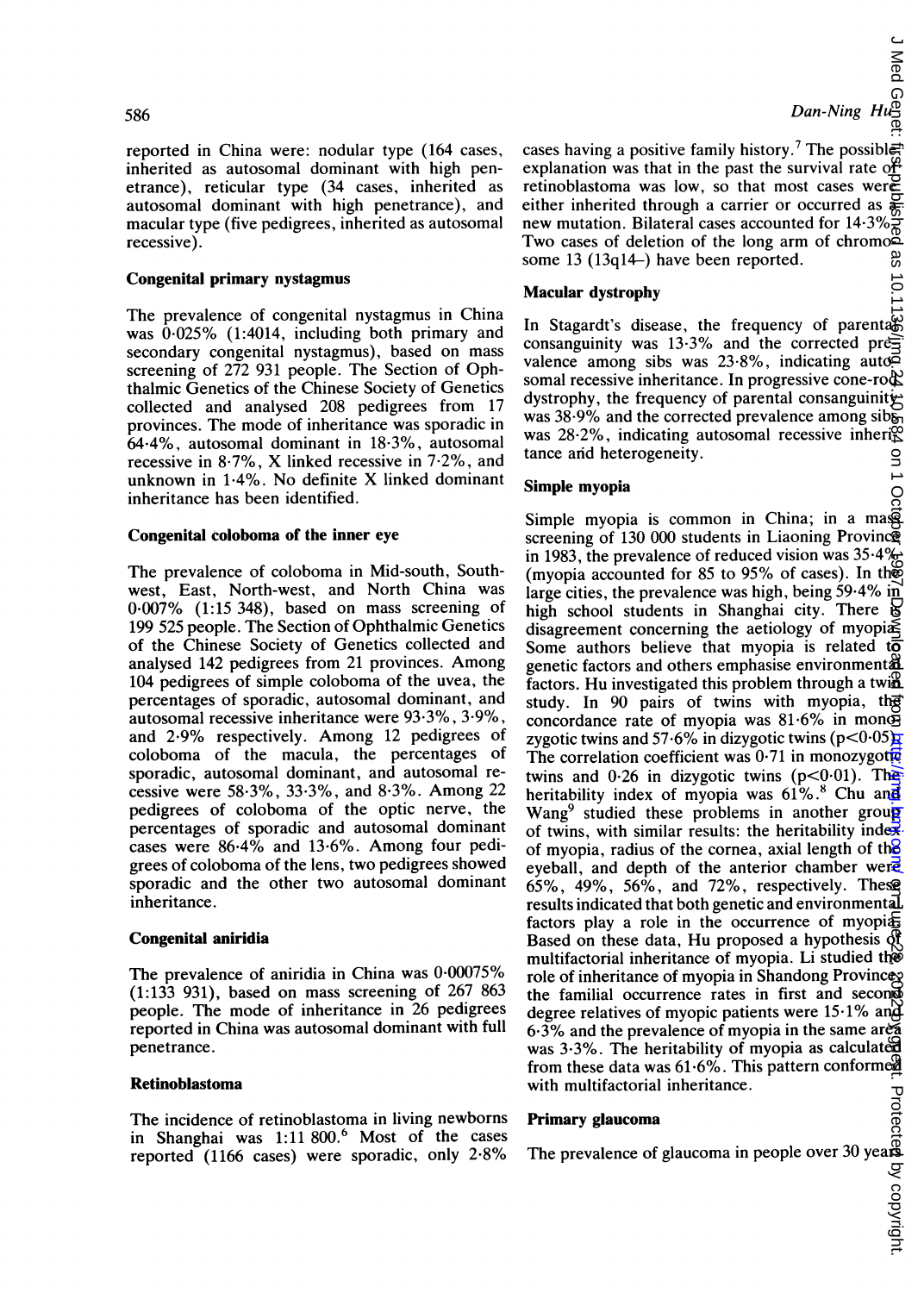reported in China were: nodular type (164 cases, inherited as autosomal dominant with high penetrance), reticular type (34 cases, inherited as autosomal dominant with high penetrance), and macular type (five pedigrees, inherited as autosomal recessive).

**Congenital primary nystagmus**

The prevalence of congenital nystagmus in China was 0·025% (1:4014, including both primary and secondary congenital nystagmus), based on mass screening of 272 931 people. The Section of Ophthalmic Genetics of the Chinese Society of Genetics collected and analysed 208 pedigrees from 17 provinces. The mode of inheritance was sporadic in 64·4%, autosomal dominant in 18·3%, autosomal recessive in 8·7%, X linked recessive in 7·2%, and unknown in 1·4%. No definite X linked dominant inheritance has been identified.

**Congenital coloboma of the inner eye**

The prevalence of coloboma in Mid-south, Southwest, East, North-west, and North China was 0·007% (1:15 348), based on mass screening of 199 525 people. The Section of Ophthalmic Genetics of the Chinese Society of Genetics collected and analysed 142 pedigrees from 21 provinces. Among 104 pedigrees of simple coloboma of the uvea, the percentages of sporadic, autosomal dominant, and autosomal recessive inheritance were 93·3%, 3·9%, and 2·9% respectively. Among 12 pedigrees of coloboma of the macula, the percentages of sporadic, autosomal dominant, and autosomal recessive were 58·3%, 33·3%, and 8·3%. Among 22 pedigrees of coloboma of the optic nerve, the percentages of sporadic and autosomal dominant cases were 86·4% and 13·6%. Among four pedigrees of coloboma of the lens, two pedigrees showed sporadic and the other two autosomal dominant inheritance.

**Congenital aniridia**

The prevalence of aniridia in China was 0·00075% (1:133 931), based on mass screening of 267 863 people. The mode of inheritance in 26 pedigrees reported in China was autosomal dominant with full penetrance.

**Retinoblastoma**

The incidence of retinoblastoma in living newborns in Shanghai was 1:11 800.[6] Most of the cases reported (1166 cases) were sporadic, only 2·8% cases having a positive family history.[7] The possible explanation was that in the past the survival rate of retinoblastoma was low, so that most cases were either inherited through a carrier or occurred as a new mutation. Bilateral cases accounted for 14·3%. Two cases of deletion of the long arm of chromosome 13 (13q14–) have been reported.

**Macular dystrophy**

In Stagardt's disease, the frequency of parental consanguinity was 13·3% and the corrected prevalence among sibs was 23·8%, indicating autosomal recessive inheritance. In progressive cone-rod dystrophy, the frequency of parental consanguinity was 38·9% and the corrected prevalence among sibs was 28·2%, indicating autosomal recessive inheritance and heterogeneity.

**Simple myopia**

Simple myopia is common in China; in a mass screening of 130 000 students in Liaoning Province in 1983, the prevalence of reduced vision was 35·4% (myopia accounted for 85 to 95% of cases). In the large cities, the prevalence was high, being 59·4% in high school students in Shanghai city. There is disagreement concerning the aetiology of myopia. Some authors believe that myopia is related to genetic factors and others emphasise environmental factors. Hu investigated this problem through a twin study. In 90 pairs of twins with myopia, the concordance rate of myopia was 81·6% in monozygotic twins and 57·6% in dizygotic twins ($p<0·05$). The correlation coefficient was 0·71 in monozygotic twins and 0·26 in dizygotic twins ($p<0·01$). The heritability index of myopia was 61%.[8] Chu and Wang[9] studied these problems in another group of twins, with similar results: the heritability index of myopia, radius of the cornea, axial length of the eyeball, and depth of the anterior chamber were 65%, 49%, 56%, and 72%, respectively. These results indicated that both genetic and environmental factors play a role in the occurrence of myopia. Based on these data, Hu proposed a hypothesis of multifactorial inheritance of myopia. Li studied the role of inheritance of myopia in Shandong Province; the familial occurrence rates in first and second degree relatives of myopic patients were 15·1% and 6·3% and the prevalence of myopia in the same area was 3·3%. The heritability of myopia as calculated from these data was 61·6%. This pattern conformed with multifactorial inheritance.

**Primary glaucoma**

The prevalence of glaucoma in people over 30 years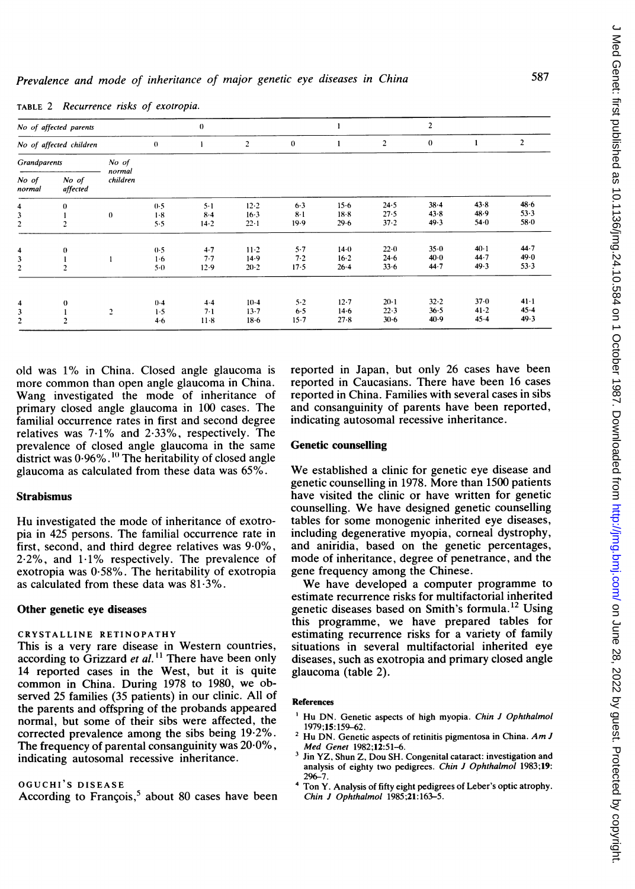TABLE 2 *Recurrence risks of exotropia.*

| No of affected parents | | | 0 | | | 1 | | | 2 | | |
|---|---|---|---|---|---|---|---|---|---|---|---|
| No of affected children | | | 0 | 1 | 2 | 0 | 1 | 2 | 0 | 1 | 2 |
| Grandparents | | No of normal children | | | | | | | | | |
| No of normal | No of affected | | | | | | | | | | |
| 4 | 0 | 0 | 0·5 | 5·1 | 12·2 | 6·3 | 15·6 | 24·5 | 38·4 | 43·8 | 48·6 |
| 3 | 1 | 0 | 1·8 | 8·4 | 16·3 | 8·1 | 18·8 | 27·5 | 43·8 | 48·9 | 53·3 |
| 2 | 2 | 0 | 5·5 | 14·2 | 22·1 | 19·9 | 29·6 | 37·2 | 49·3 | 54·0 | 58·0 |
| 4 | 0 | 1 | 0·5 | 4·7 | 11·2 | 5·7 | 14·0 | 22·0 | 35·0 | 40·1 | 44·7 |
| 3 | 1 | 1 | 1·6 | 7·7 | 14·9 | 7·2 | 16·2 | 24·6 | 40·0 | 44·7 | 49·0 |
| 2 | 2 | 1 | 5·0 | 12·9 | 20·2 | 17·5 | 26·4 | 33·6 | 44·7 | 49·3 | 53·3 |
| 4 | 0 | 2 | 0·4 | 4·4 | 10·4 | 5·2 | 12·7 | 20·1 | 32·2 | 37·0 | 41·1 |
| 3 | 1 | 2 | 1·5 | 7·1 | 13·7 | 6·5 | 14·6 | 22·3 | 36·5 | 41·2 | 45·4 |
| 2 | 2 | 2 | 4·6 | 11·8 | 18·6 | 15·7 | 27·8 | 30·6 | 40·9 | 45·4 | 49·3 |

old was 1% in China. Closed angle glaucoma is more common than open angle glaucoma in China. Wang investigated the mode of inheritance of primary closed angle glaucoma in 100 cases. The familial occurrence rates in first and second degree relatives was 7·1% and 2·33%, respectively. The prevalence of closed angle glaucoma in the same district was 0·96%.[10] The heritability of closed angle glaucoma as calculated from these data was 65%.

## Strabismus

Hu investigated the mode of inheritance of exotropia in 425 persons. The familial occurrence rate in first, second, and third degree relatives was 9·0%, 2·2%, and 1·1% respectively. The prevalence of exotropia was 0·58%. The heritability of exotropia as calculated from these data was 81·3%.

## Other genetic eye diseases

### CRYSTALLINE RETINOPATHY

This is a very rare disease in Western countries, according to Grizzard *et al.*[11] There have been only 14 reported cases in the West, but it is quite common in China. During 1978 to 1980, we observed 25 families (35 patients) in our clinic. All of the parents and offspring of the probands appeared normal, but some of their sibs were affected, the corrected prevalence among the sibs being 19·2%. The frequency of parental consanguinity was 20·0%, indicating autosomal recessive inheritance.

### OGUCHI'S DISEASE

According to François,[5] about 80 cases have been reported in Japan, but only 26 cases have been reported in Caucasians. There have been 16 cases reported in China. Families with several cases in sibs and consanguinity of parents have been reported, indicating autosomal recessive inheritance.

## Genetic counselling

We established a clinic for genetic eye disease and genetic counselling in 1978. More than 1500 patients have visited the clinic or have written for genetic counselling. We have designed genetic counselling tables for some monogenic inherited eye diseases, including degenerative myopia, corneal dystrophy, and aniridia, based on the genetic percentages, mode of inheritance, degree of penetrance, and the gene frequency among the Chinese.

We have developed a computer programme to estimate recurrence risks for multifactorial inherited genetic diseases based on Smith's formula.[12] Using this programme, we have prepared tables for estimating recurrence risks for a variety of family situations in several multifactorial inherited eye diseases, such as exotropia and primary closed angle glaucoma (table 2).

## References

1. Hu DN. Genetic aspects of high myopia. *Chin J Ophthalmol* 1979;**15**:159–62.
2. Hu DN. Genetic aspects of retinitis pigmentosa in China. *Am J Med Genet* 1982;**12**:51–6.
3. Jin YZ, Shun Z, Dou SH. Congenital cataract: investigation and analysis of eighty two pedigrees. *Chin J Ophthalmol* 1983;**19**: 296–7.
4. Ton Y. Analysis of fifty eight pedigrees of Leber's optic atrophy. *Chin J Ophthalmol* 1985;**21**:163–5.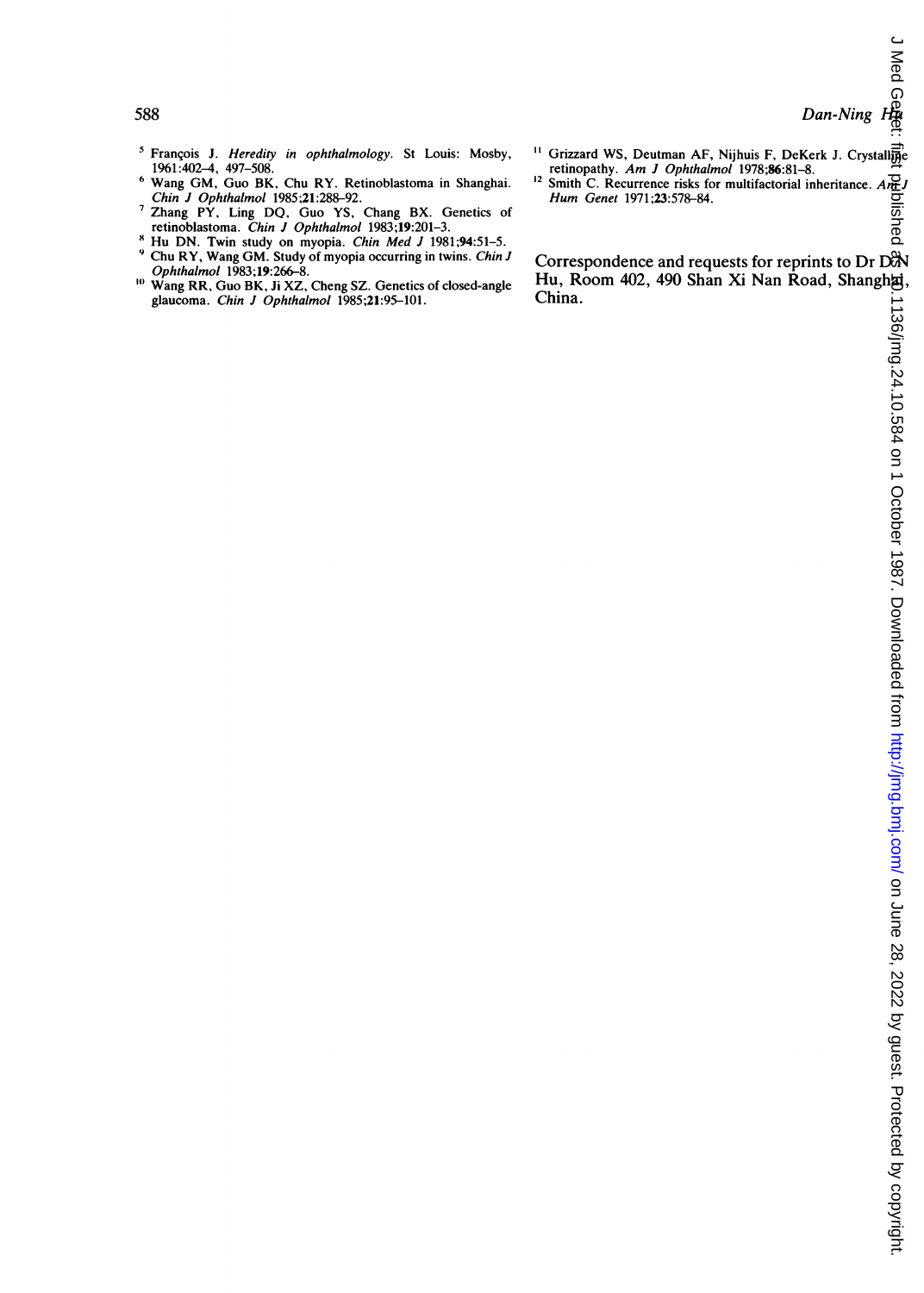[5] François J. *Heredity in ophthalmology*. St Louis: Mosby, 1961:402–4, 497–508.

[6] Wang GM, Guo BK, Chu RY. Retinoblastoma in Shanghai. *Chin J Ophthalmol* 1985;**21**:288–92.

[7] Zhang PY, Ling DQ, Guo YS, Chang BX. Genetics of retinoblastoma. *Chin J Ophthalmol* 1983;**19**:201–3.

[8] Hu DN. Twin study on myopia. *Chin Med J* 1981;**94**:51–5.

[9] Chu RY, Wang GM. Study of myopia occurring in twins. *Chin J Ophthalmol* 1983;**19**:266–8.

[10] Wang RR, Guo BK, Ji XZ, Cheng SZ. Genetics of closed-angle glaucoma. *Chin J Ophthalmol* 1985;**21**:95–101.

[11] Grizzard WS, Deutman AF, Nijhuis F, DeKerk J. Crystalline retinopathy. *Am J Ophthalmol* 1978;**86**:81–8.

[12] Smith C. Recurrence risks for multifactorial inheritance. *Am J Hum Genet* 1971;**23**:578–84.

Correspondence and requests for reprints to Dr D-N Hu, Room 402, 490 Shan Xi Nan Road, Shanghai, China.